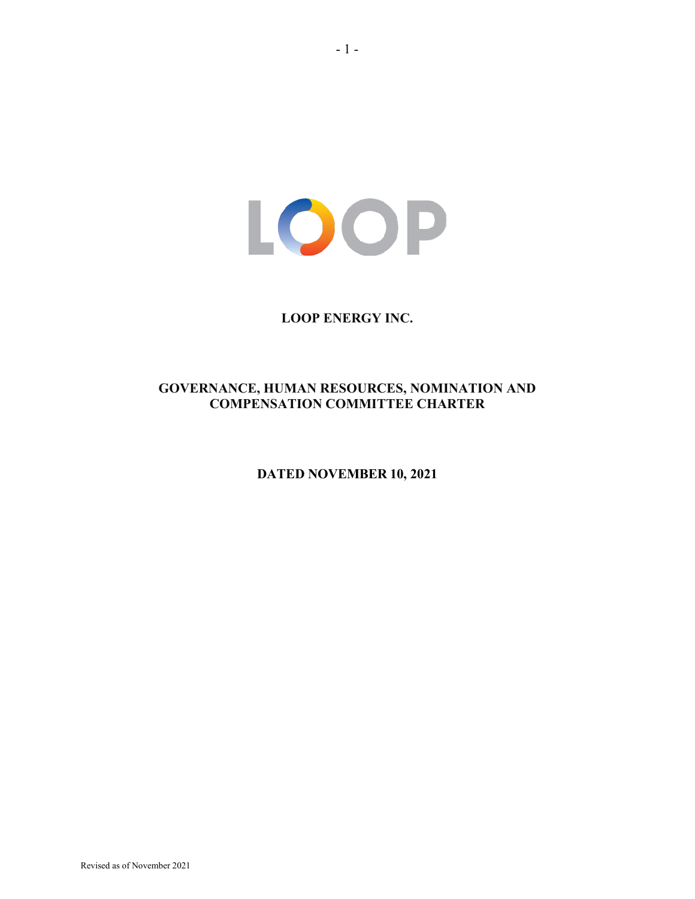LOOP

# LOOP ENERGY INC.

## GOVERNANCE, HUMAN RESOURCES, NOMINATION AND COMPENSATION COMMITTEE CHARTER

**DATED NOVEMBER 10, 2021**

Revised as of November 2021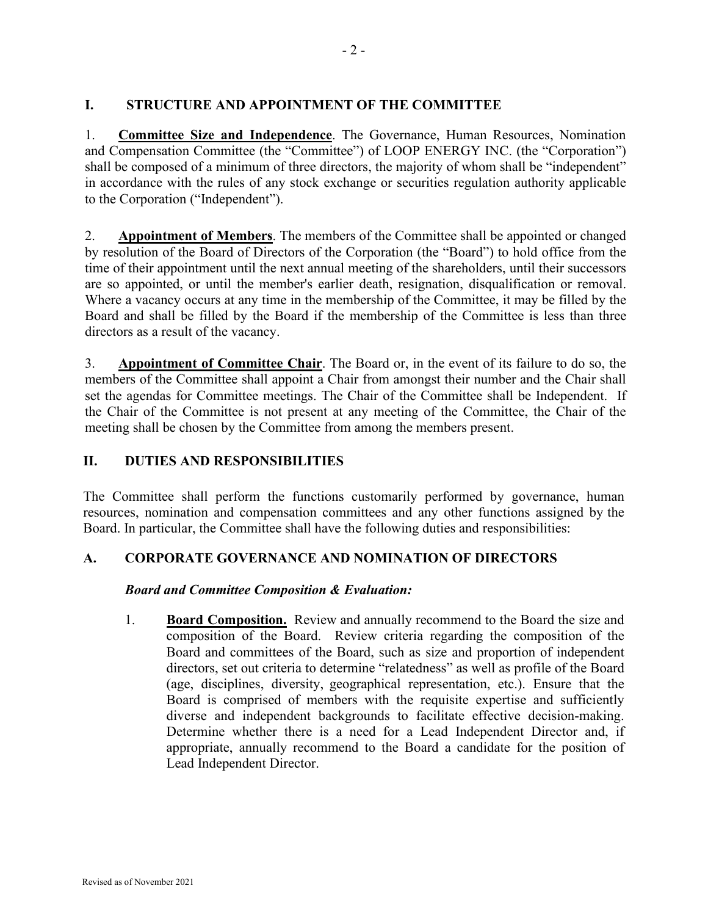## I. STRUCTURE AND APPOINTMENT OF THE COMMITTEE

1. **Committee Size and Independence**. The Governance, Human Resources, Nomination and Compensation Committee (the "Committee") of LOOP ENERGY INC. (the "Corporation") shall be composed of a minimum of three directors, the majority of whom shall be "independent" in accordance with the rules of any stock exchange or securities regulation authority applicable to the Corporation ("Independent").

2. **Appointment of Members**. The members of the Committee shall be appointed or changed by resolution of the Board of Directors of the Corporation (the "Board") to hold office from the time of their appointment until the next annual meeting of the shareholders, until their successors are so appointed, or until the member's earlier death, resignation, disqualification or removal. Where a vacancy occurs at any time in the membership of the Committee, it may be filled by the Board and shall be filled by the Board if the membership of the Committee is less than three directors as a result of the vacancy.

3. **Appointment of Committee Chair**. The Board or, in the event of its failure to do so, the members of the Committee shall appoint a Chair from amongst their number and the Chair shall set the agendas for Committee meetings. The Chair of the Committee shall be Independent. If the Chair of the Committee is not present at any meeting of the Committee, the Chair of the meeting shall be chosen by the Committee from among the members present.

## II. DUTIES AND RESPONSIBILITIES

The Committee shall perform the functions customarily performed by governance, human resources, nomination and compensation committees and any other functions assigned by the Board. In particular, the Committee shall have the following duties and responsibilities:

### A. CORPORATE GOVERNANCE AND NOMINATION OF DIRECTORS

***Board and Committee Composition & Evaluation:***

1. **Board Composition.** Review and annually recommend to the Board the size and composition of the Board. Review criteria regarding the composition of the Board and committees of the Board, such as size and proportion of independent directors, set out criteria to determine "relatedness" as well as profile of the Board (age, disciplines, diversity, geographical representation, etc.). Ensure that the Board is comprised of members with the requisite expertise and sufficiently diverse and independent backgrounds to facilitate effective decision-making. Determine whether there is a need for a Lead Independent Director and, if appropriate, annually recommend to the Board a candidate for the position of Lead Independent Director.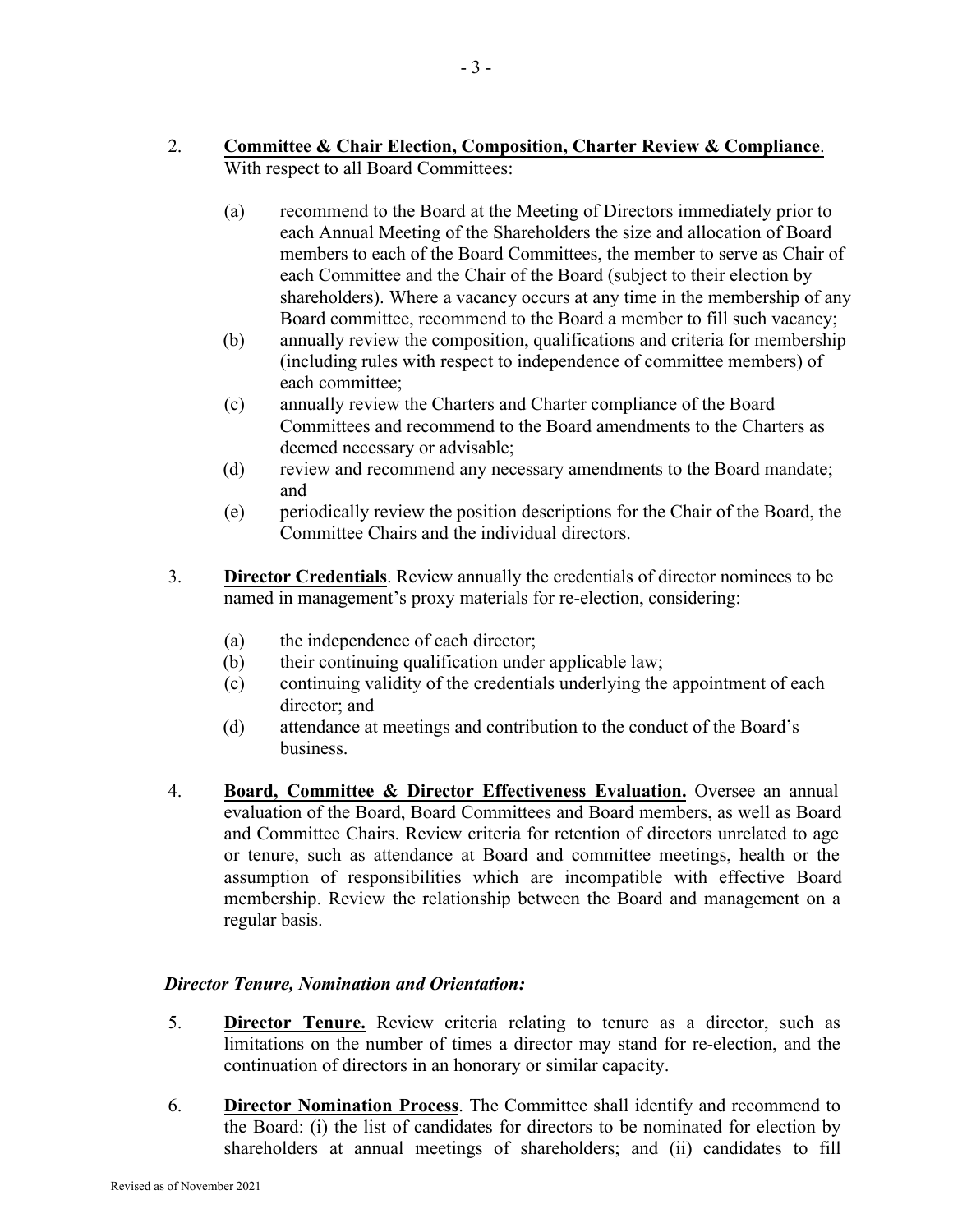2. **Committee & Chair Election, Composition, Charter Review & Compliance**. With respect to all Board Committees:

   (a) recommend to the Board at the Meeting of Directors immediately prior to each Annual Meeting of the Shareholders the size and allocation of Board members to each of the Board Committees, the member to serve as Chair of each Committee and the Chair of the Board (subject to their election by shareholders). Where a vacancy occurs at any time in the membership of any Board committee, recommend to the Board a member to fill such vacancy;

   (b) annually review the composition, qualifications and criteria for membership (including rules with respect to independence of committee members) of each committee;

   (c) annually review the Charters and Charter compliance of the Board Committees and recommend to the Board amendments to the Charters as deemed necessary or advisable;

   (d) review and recommend any necessary amendments to the Board mandate; and

   (e) periodically review the position descriptions for the Chair of the Board, the Committee Chairs and the individual directors.

3. **Director Credentials**. Review annually the credentials of director nominees to be named in management's proxy materials for re-election, considering:

   (a) the independence of each director;

   (b) their continuing qualification under applicable law;

   (c) continuing validity of the credentials underlying the appointment of each director; and

   (d) attendance at meetings and contribution to the conduct of the Board's business.

4. **Board, Committee & Director Effectiveness Evaluation.** Oversee an annual evaluation of the Board, Board Committees and Board members, as well as Board and Committee Chairs. Review criteria for retention of directors unrelated to age or tenure, such as attendance at Board and committee meetings, health or the assumption of responsibilities which are incompatible with effective Board membership. Review the relationship between the Board and management on a regular basis.

***Director Tenure, Nomination and Orientation:***

5. **Director Tenure.** Review criteria relating to tenure as a director, such as limitations on the number of times a director may stand for re-election, and the continuation of directors in an honorary or similar capacity.

6. **Director Nomination Process**. The Committee shall identify and recommend to the Board: (i) the list of candidates for directors to be nominated for election by shareholders at annual meetings of shareholders; and (ii) candidates to fill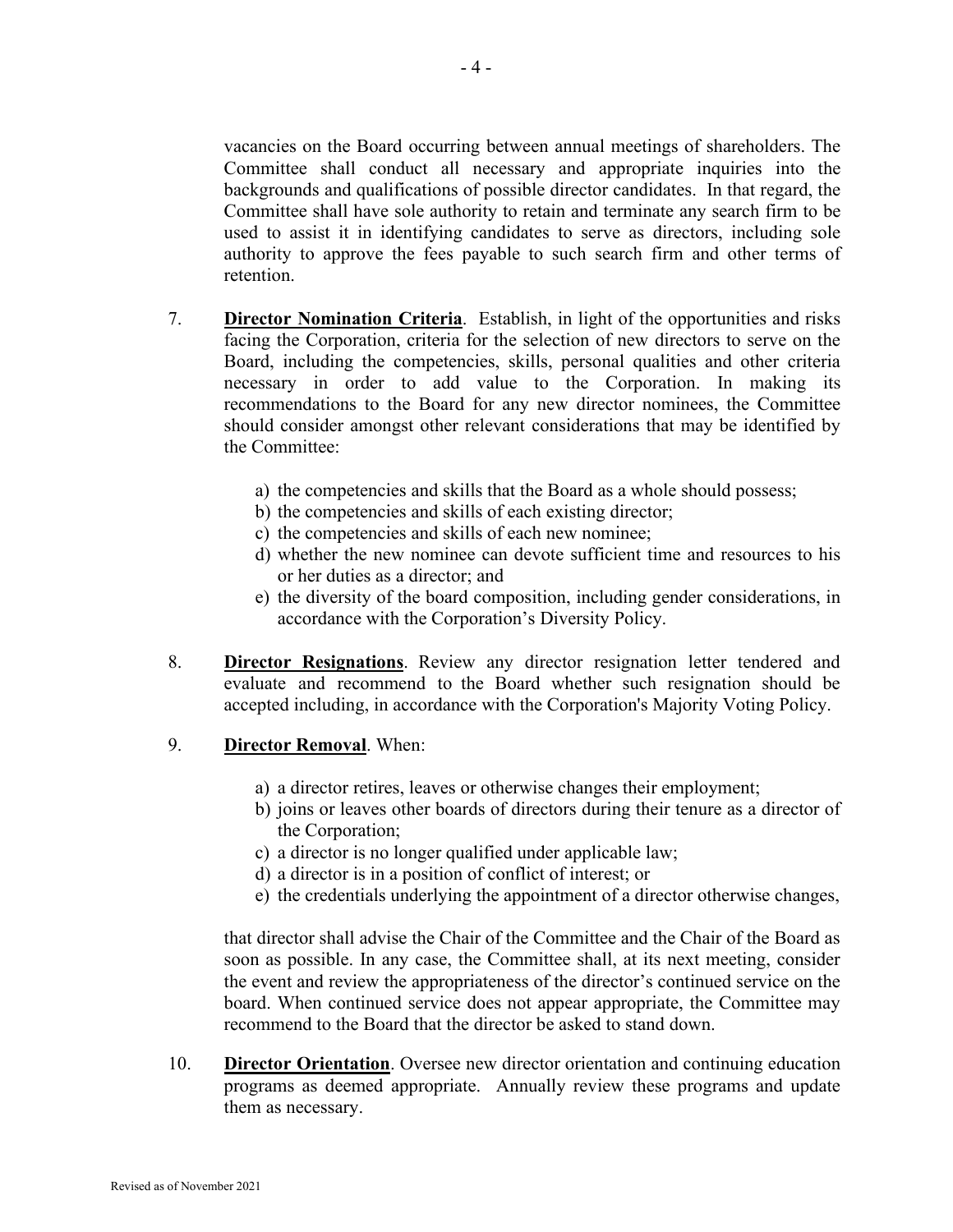vacancies on the Board occurring between annual meetings of shareholders. The Committee shall conduct all necessary and appropriate inquiries into the backgrounds and qualifications of possible director candidates. In that regard, the Committee shall have sole authority to retain and terminate any search firm to be used to assist it in identifying candidates to serve as directors, including sole authority to approve the fees payable to such search firm and other terms of retention.

7. **Director Nomination Criteria**. Establish, in light of the opportunities and risks facing the Corporation, criteria for the selection of new directors to serve on the Board, including the competencies, skills, personal qualities and other criteria necessary in order to add value to the Corporation. In making its recommendations to the Board for any new director nominees, the Committee should consider amongst other relevant considerations that may be identified by the Committee:

   a) the competencies and skills that the Board as a whole should possess;
   b) the competencies and skills of each existing director;
   c) the competencies and skills of each new nominee;
   d) whether the new nominee can devote sufficient time and resources to his or her duties as a director; and
   e) the diversity of the board composition, including gender considerations, in accordance with the Corporation's Diversity Policy.

8. **Director Resignations**. Review any director resignation letter tendered and evaluate and recommend to the Board whether such resignation should be accepted including, in accordance with the Corporation's Majority Voting Policy.

9. **Director Removal**. When:

   a) a director retires, leaves or otherwise changes their employment;
   b) joins or leaves other boards of directors during their tenure as a director of the Corporation;
   c) a director is no longer qualified under applicable law;
   d) a director is in a position of conflict of interest; or
   e) the credentials underlying the appointment of a director otherwise changes,

   that director shall advise the Chair of the Committee and the Chair of the Board as soon as possible. In any case, the Committee shall, at its next meeting, consider the event and review the appropriateness of the director's continued service on the board. When continued service does not appear appropriate, the Committee may recommend to the Board that the director be asked to stand down.

10. **Director Orientation**. Oversee new director orientation and continuing education programs as deemed appropriate. Annually review these programs and update them as necessary.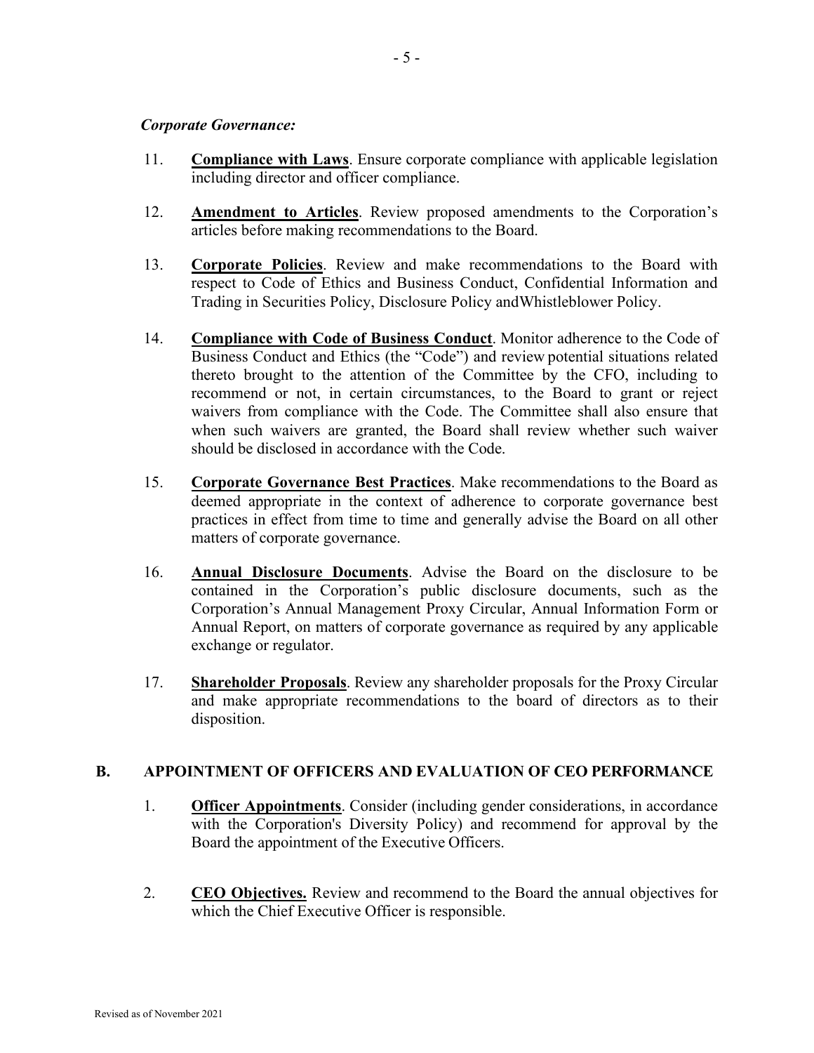*Corporate Governance:*

11. **Compliance with Laws**. Ensure corporate compliance with applicable legislation including director and officer compliance.

12. **Amendment to Articles**. Review proposed amendments to the Corporation's articles before making recommendations to the Board.

13. **Corporate Policies**. Review and make recommendations to the Board with respect to Code of Ethics and Business Conduct, Confidential Information and Trading in Securities Policy, Disclosure Policy andWhistleblower Policy.

14. **Compliance with Code of Business Conduct**. Monitor adherence to the Code of Business Conduct and Ethics (the "Code") and review potential situations related thereto brought to the attention of the Committee by the CFO, including to recommend or not, in certain circumstances, to the Board to grant or reject waivers from compliance with the Code. The Committee shall also ensure that when such waivers are granted, the Board shall review whether such waiver should be disclosed in accordance with the Code.

15. **Corporate Governance Best Practices**. Make recommendations to the Board as deemed appropriate in the context of adherence to corporate governance best practices in effect from time to time and generally advise the Board on all other matters of corporate governance.

16. **Annual Disclosure Documents**. Advise the Board on the disclosure to be contained in the Corporation's public disclosure documents, such as the Corporation's Annual Management Proxy Circular, Annual Information Form or Annual Report, on matters of corporate governance as required by any applicable exchange or regulator.

17. **Shareholder Proposals**. Review any shareholder proposals for the Proxy Circular and make appropriate recommendations to the board of directors as to their disposition.

## B. APPOINTMENT OF OFFICERS AND EVALUATION OF CEO PERFORMANCE

1. **Officer Appointments**. Consider (including gender considerations, in accordance with the Corporation's Diversity Policy) and recommend for approval by the Board the appointment of the Executive Officers.

2. **CEO Objectives.** Review and recommend to the Board the annual objectives for which the Chief Executive Officer is responsible.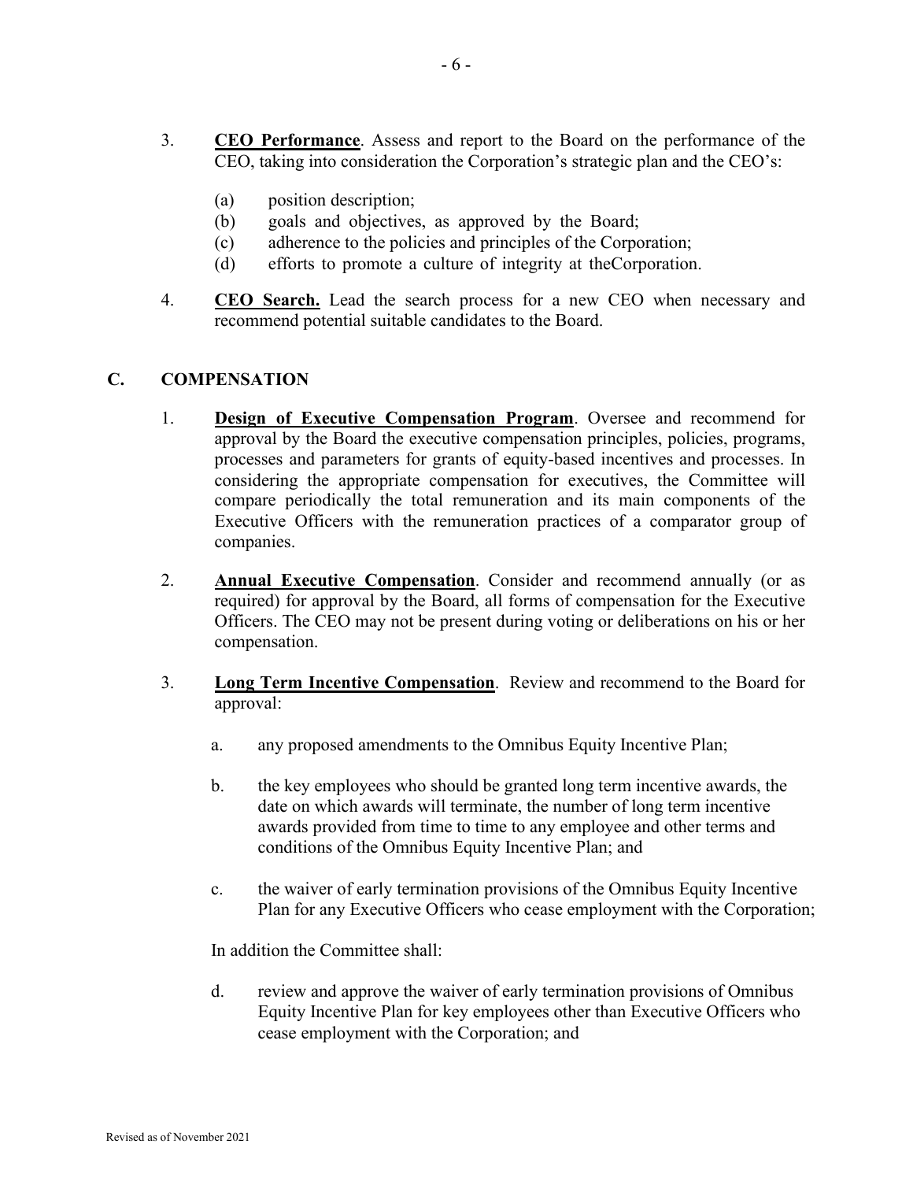3. **CEO Performance**. Assess and report to the Board on the performance of the CEO, taking into consideration the Corporation's strategic plan and the CEO's:

   (a) position description;
   (b) goals and objectives, as approved by the Board;
   (c) adherence to the policies and principles of the Corporation;
   (d) efforts to promote a culture of integrity at theCorporation.

4. **CEO Search.** Lead the search process for a new CEO when necessary and recommend potential suitable candidates to the Board.

## C. COMPENSATION

1. **Design of Executive Compensation Program**. Oversee and recommend for approval by the Board the executive compensation principles, policies, programs, processes and parameters for grants of equity-based incentives and processes. In considering the appropriate compensation for executives, the Committee will compare periodically the total remuneration and its main components of the Executive Officers with the remuneration practices of a comparator group of companies.

2. **Annual Executive Compensation**. Consider and recommend annually (or as required) for approval by the Board, all forms of compensation for the Executive Officers. The CEO may not be present during voting or deliberations on his or her compensation.

3. **Long Term Incentive Compensation**. Review and recommend to the Board for approval:

   a. any proposed amendments to the Omnibus Equity Incentive Plan;

   b. the key employees who should be granted long term incentive awards, the date on which awards will terminate, the number of long term incentive awards provided from time to time to any employee and other terms and conditions of the Omnibus Equity Incentive Plan; and

   c. the waiver of early termination provisions of the Omnibus Equity Incentive Plan for any Executive Officers who cease employment with the Corporation;

   In addition the Committee shall:

   d. review and approve the waiver of early termination provisions of Omnibus Equity Incentive Plan for key employees other than Executive Officers who cease employment with the Corporation; and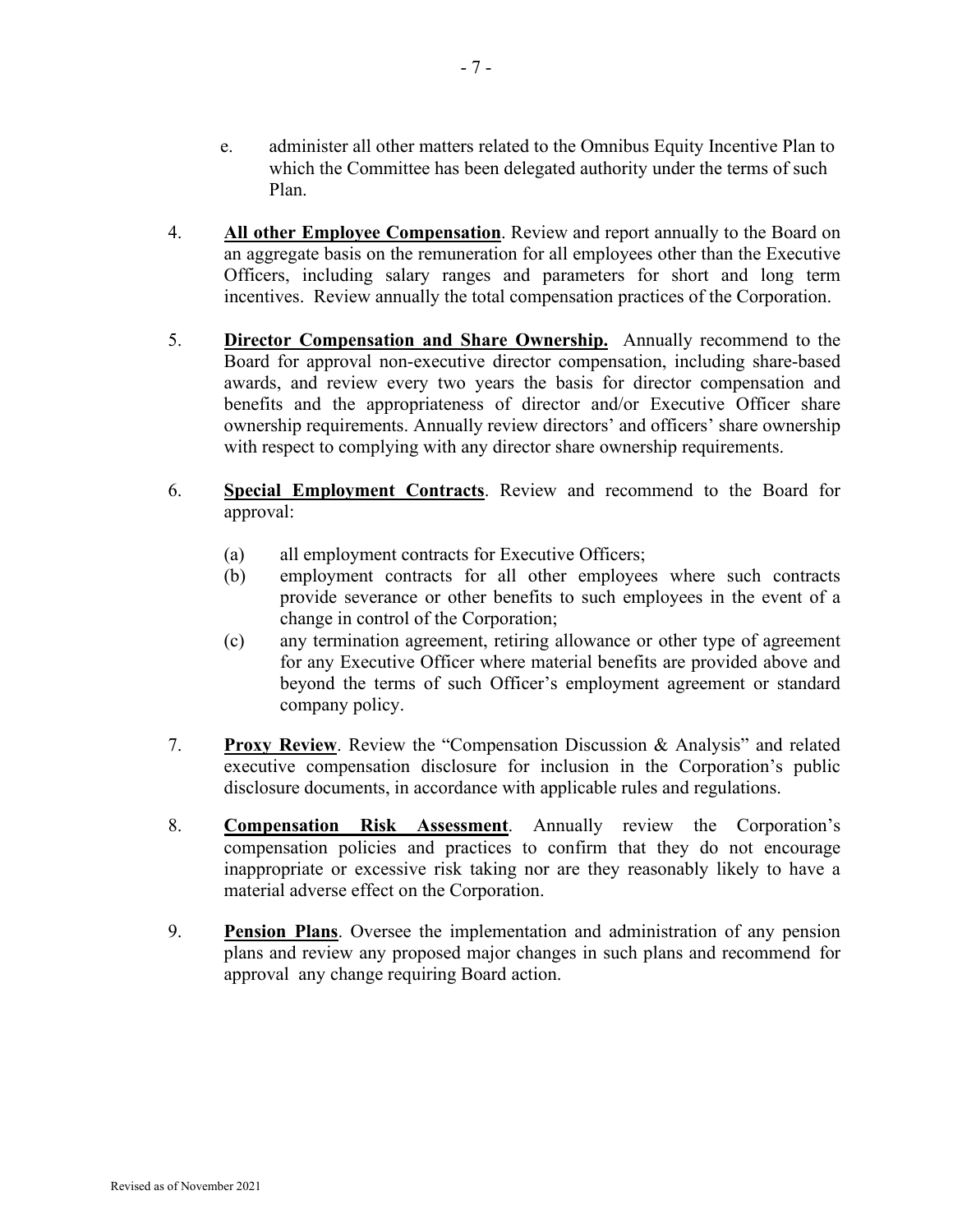e. administer all other matters related to the Omnibus Equity Incentive Plan to which the Committee has been delegated authority under the terms of such Plan.

4. **All other Employee Compensation**. Review and report annually to the Board on an aggregate basis on the remuneration for all employees other than the Executive Officers, including salary ranges and parameters for short and long term incentives. Review annually the total compensation practices of the Corporation.

5. **Director Compensation and Share Ownership.** Annually recommend to the Board for approval non-executive director compensation, including share-based awards, and review every two years the basis for director compensation and benefits and the appropriateness of director and/or Executive Officer share ownership requirements. Annually review directors' and officers' share ownership with respect to complying with any director share ownership requirements.

6. **Special Employment Contracts**. Review and recommend to the Board for approval:

   (a) all employment contracts for Executive Officers;

   (b) employment contracts for all other employees where such contracts provide severance or other benefits to such employees in the event of a change in control of the Corporation;

   (c) any termination agreement, retiring allowance or other type of agreement for any Executive Officer where material benefits are provided above and beyond the terms of such Officer's employment agreement or standard company policy.

7. **Proxy Review**. Review the "Compensation Discussion & Analysis" and related executive compensation disclosure for inclusion in the Corporation's public disclosure documents, in accordance with applicable rules and regulations.

8. **Compensation Risk Assessment**. Annually review the Corporation's compensation policies and practices to confirm that they do not encourage inappropriate or excessive risk taking nor are they reasonably likely to have a material adverse effect on the Corporation.

9. **Pension Plans**. Oversee the implementation and administration of any pension plans and review any proposed major changes in such plans and recommend for approval any change requiring Board action.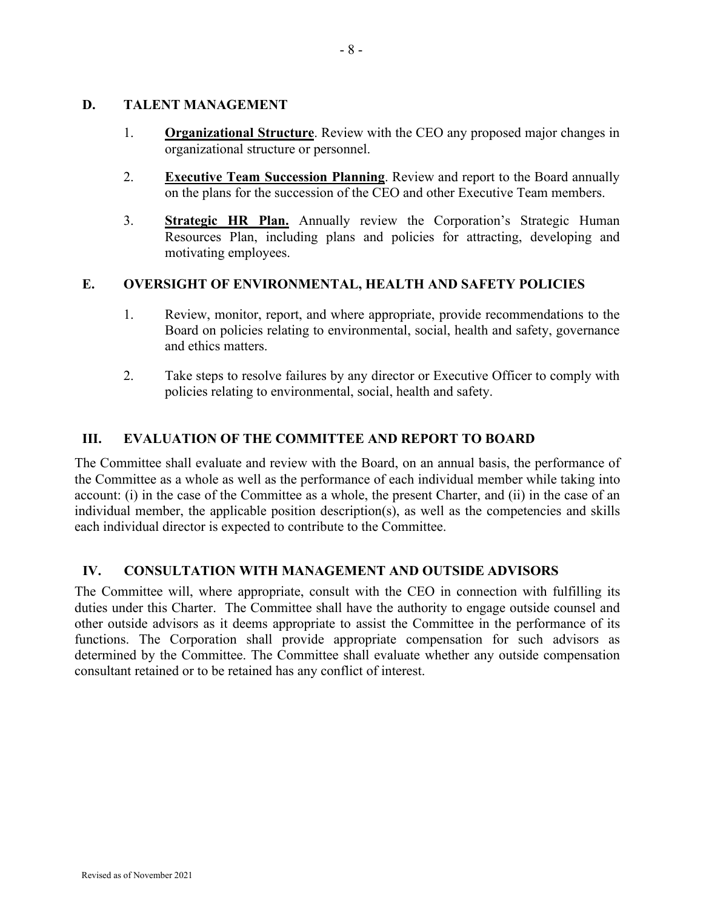### D. TALENT MANAGEMENT

1. **Organizational Structure**. Review with the CEO any proposed major changes in organizational structure or personnel.

2. **Executive Team Succession Planning**. Review and report to the Board annually on the plans for the succession of the CEO and other Executive Team members.

3. **Strategic HR Plan.** Annually review the Corporation's Strategic Human Resources Plan, including plans and policies for attracting, developing and motivating employees.

### E. OVERSIGHT OF ENVIRONMENTAL, HEALTH AND SAFETY POLICIES

1. Review, monitor, report, and where appropriate, provide recommendations to the Board on policies relating to environmental, social, health and safety, governance and ethics matters.

2. Take steps to resolve failures by any director or Executive Officer to comply with policies relating to environmental, social, health and safety.

## III. EVALUATION OF THE COMMITTEE AND REPORT TO BOARD

The Committee shall evaluate and review with the Board, on an annual basis, the performance of the Committee as a whole as well as the performance of each individual member while taking into account: (i) in the case of the Committee as a whole, the present Charter, and (ii) in the case of an individual member, the applicable position description(s), as well as the competencies and skills each individual director is expected to contribute to the Committee.

## IV. CONSULTATION WITH MANAGEMENT AND OUTSIDE ADVISORS

The Committee will, where appropriate, consult with the CEO in connection with fulfilling its duties under this Charter. The Committee shall have the authority to engage outside counsel and other outside advisors as it deems appropriate to assist the Committee in the performance of its functions. The Corporation shall provide appropriate compensation for such advisors as determined by the Committee. The Committee shall evaluate whether any outside compensation consultant retained or to be retained has any conflict of interest.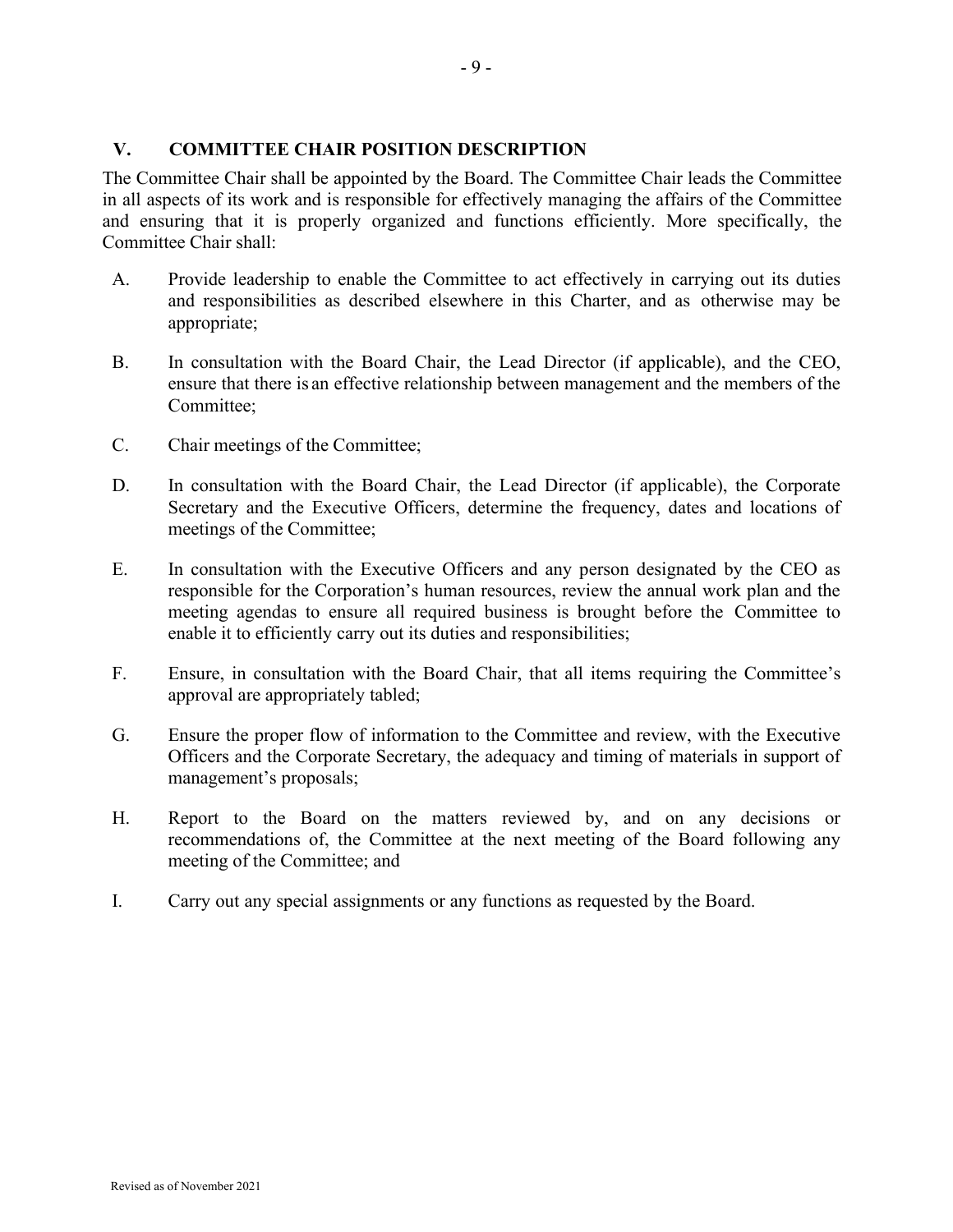## V. COMMITTEE CHAIR POSITION DESCRIPTION

The Committee Chair shall be appointed by the Board. The Committee Chair leads the Committee in all aspects of its work and is responsible for effectively managing the affairs of the Committee and ensuring that it is properly organized and functions efficiently. More specifically, the Committee Chair shall:

A. Provide leadership to enable the Committee to act effectively in carrying out its duties and responsibilities as described elsewhere in this Charter, and as otherwise may be appropriate;

B. In consultation with the Board Chair, the Lead Director (if applicable), and the CEO, ensure that there is an effective relationship between management and the members of the Committee;

C. Chair meetings of the Committee;

D. In consultation with the Board Chair, the Lead Director (if applicable), the Corporate Secretary and the Executive Officers, determine the frequency, dates and locations of meetings of the Committee;

E. In consultation with the Executive Officers and any person designated by the CEO as responsible for the Corporation's human resources, review the annual work plan and the meeting agendas to ensure all required business is brought before the Committee to enable it to efficiently carry out its duties and responsibilities;

F. Ensure, in consultation with the Board Chair, that all items requiring the Committee's approval are appropriately tabled;

G. Ensure the proper flow of information to the Committee and review, with the Executive Officers and the Corporate Secretary, the adequacy and timing of materials in support of management's proposals;

H. Report to the Board on the matters reviewed by, and on any decisions or recommendations of, the Committee at the next meeting of the Board following any meeting of the Committee; and

I. Carry out any special assignments or any functions as requested by the Board.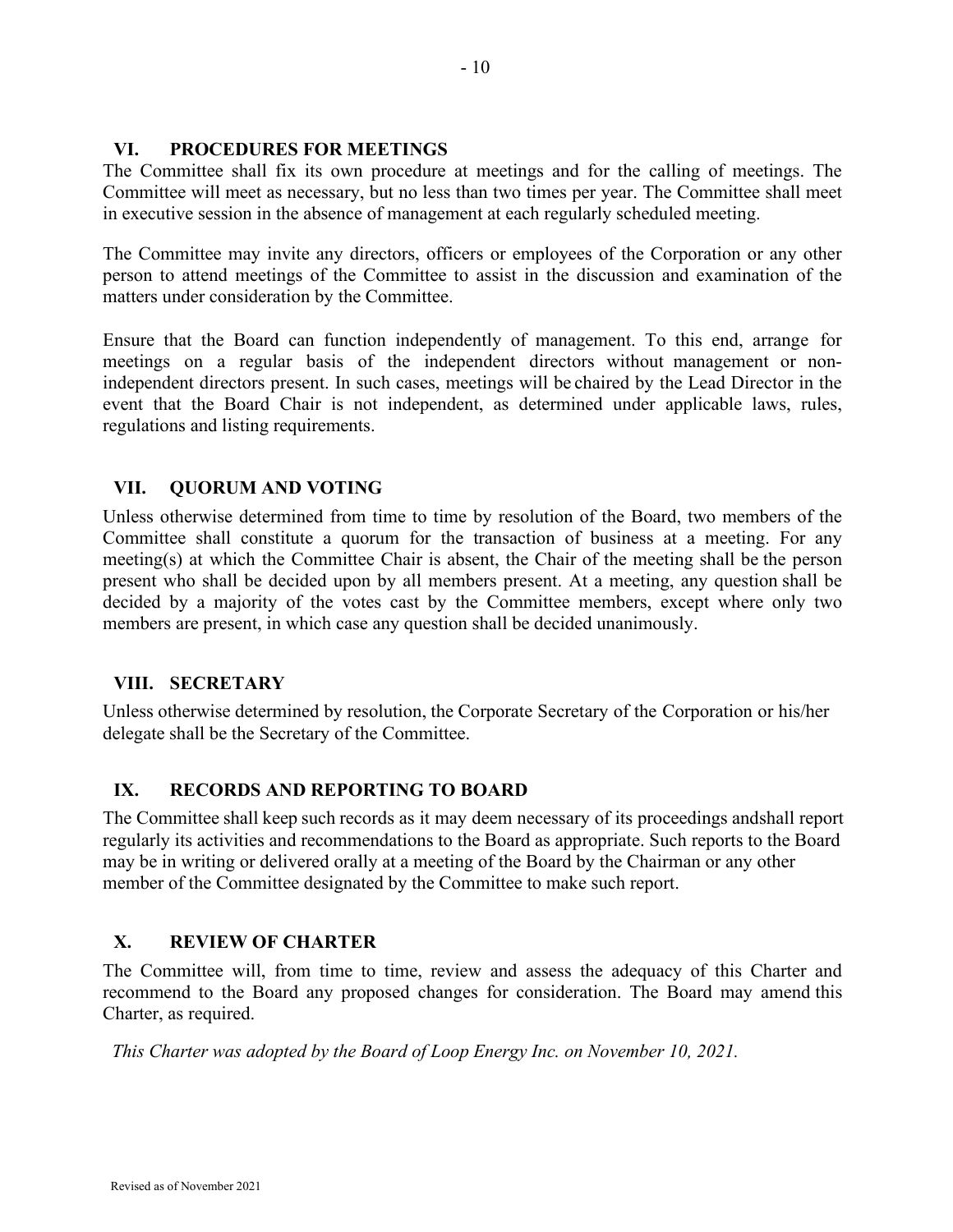## VI. PROCEDURES FOR MEETINGS

The Committee shall fix its own procedure at meetings and for the calling of meetings. The Committee will meet as necessary, but no less than two times per year. The Committee shall meet in executive session in the absence of management at each regularly scheduled meeting.

The Committee may invite any directors, officers or employees of the Corporation or any other person to attend meetings of the Committee to assist in the discussion and examination of the matters under consideration by the Committee.

Ensure that the Board can function independently of management. To this end, arrange for meetings on a regular basis of the independent directors without management or non-independent directors present. In such cases, meetings will be chaired by the Lead Director in the event that the Board Chair is not independent, as determined under applicable laws, rules, regulations and listing requirements.

## VII. QUORUM AND VOTING

Unless otherwise determined from time to time by resolution of the Board, two members of the Committee shall constitute a quorum for the transaction of business at a meeting. For any meeting(s) at which the Committee Chair is absent, the Chair of the meeting shall be the person present who shall be decided upon by all members present. At a meeting, any question shall be decided by a majority of the votes cast by the Committee members, except where only two members are present, in which case any question shall be decided unanimously.

## VIII. SECRETARY

Unless otherwise determined by resolution, the Corporate Secretary of the Corporation or his/her delegate shall be the Secretary of the Committee.

## IX. RECORDS AND REPORTING TO BOARD

The Committee shall keep such records as it may deem necessary of its proceedings andshall report regularly its activities and recommendations to the Board as appropriate. Such reports to the Board may be in writing or delivered orally at a meeting of the Board by the Chairman or any other member of the Committee designated by the Committee to make such report.

## X. REVIEW OF CHARTER

The Committee will, from time to time, review and assess the adequacy of this Charter and recommend to the Board any proposed changes for consideration. The Board may amend this Charter, as required.

*This Charter was adopted by the Board of Loop Energy Inc. on November 10, 2021.*

Revised as of November 2021